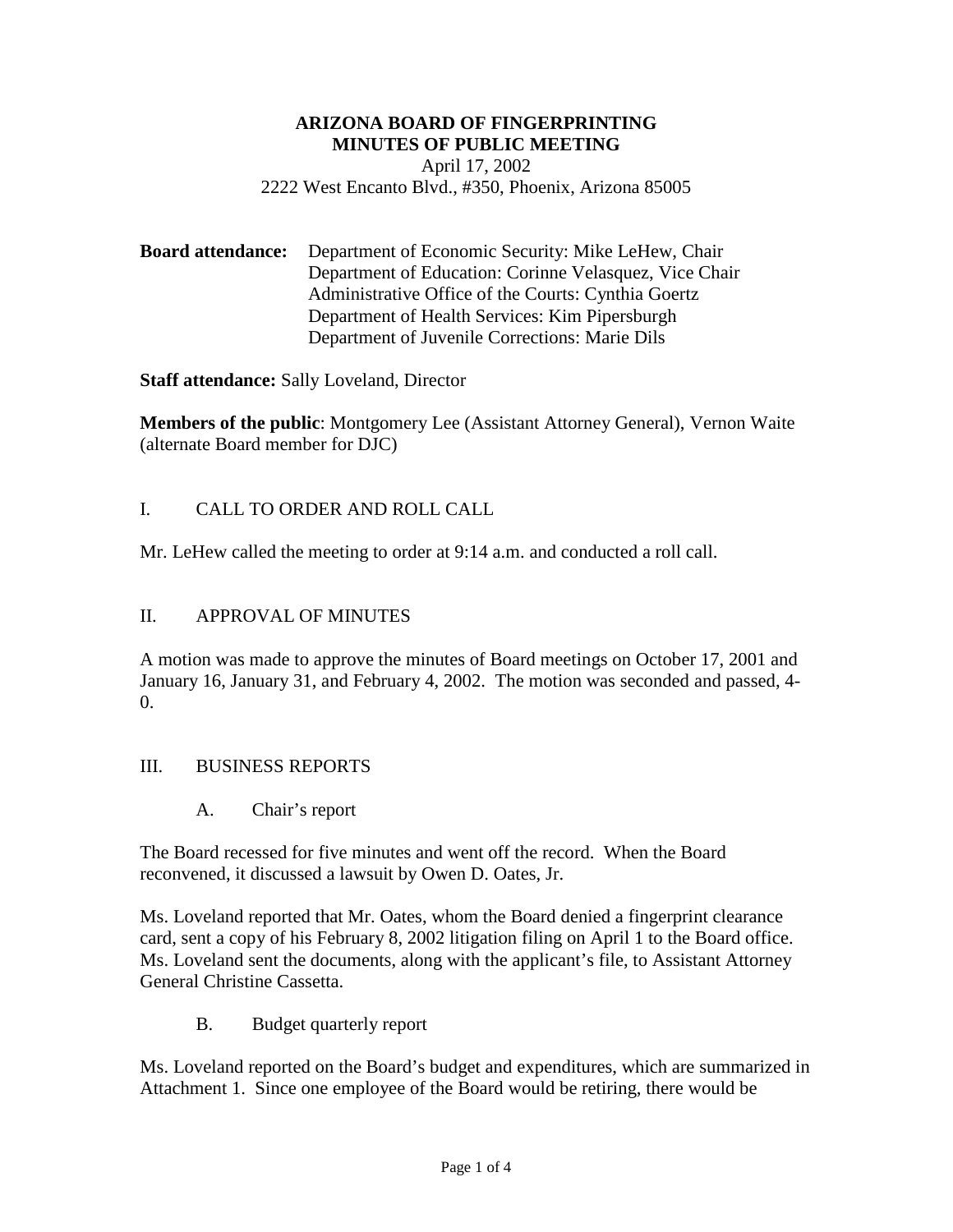# ARIZONA BOARD OF FINGERPRINTING
## MINUTES OF PUBLIC MEETING

April 17, 2002
2222 West Encanto Blvd., #350, Phoenix, Arizona 85005

**Board attendance:** Department of Economic Security: Mike LeHew, Chair
Department of Education: Corinne Velasquez, Vice Chair
Administrative Office of the Courts: Cynthia Goertz
Department of Health Services: Kim Pipersburgh
Department of Juvenile Corrections: Marie Dils

**Staff attendance:** Sally Loveland, Director

**Members of the public**: Montgomery Lee (Assistant Attorney General), Vernon Waite (alternate Board member for DJC)

## I. CALL TO ORDER AND ROLL CALL

Mr. LeHew called the meeting to order at 9:14 a.m. and conducted a roll call.

## II. APPROVAL OF MINUTES

A motion was made to approve the minutes of Board meetings on October 17, 2001 and January 16, January 31, and February 4, 2002. The motion was seconded and passed, 4-0.

## III. BUSINESS REPORTS

### A. Chair's report

The Board recessed for five minutes and went off the record. When the Board reconvened, it discussed a lawsuit by Owen D. Oates, Jr.

Ms. Loveland reported that Mr. Oates, whom the Board denied a fingerprint clearance card, sent a copy of his February 8, 2002 litigation filing on April 1 to the Board office. Ms. Loveland sent the documents, along with the applicant's file, to Assistant Attorney General Christine Cassetta.

### B. Budget quarterly report

Ms. Loveland reported on the Board's budget and expenditures, which are summarized in Attachment 1. Since one employee of the Board would be retiring, there would be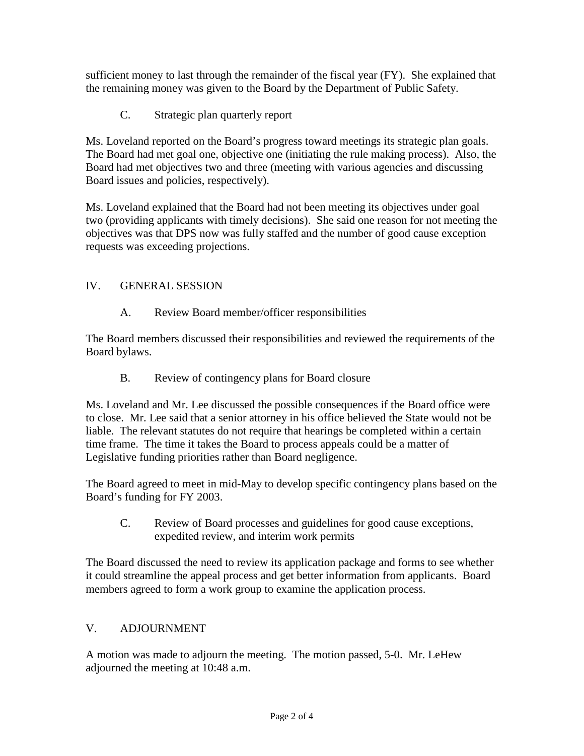sufficient money to last through the remainder of the fiscal year (FY). She explained that the remaining money was given to the Board by the Department of Public Safety.

C. Strategic plan quarterly report

Ms. Loveland reported on the Board's progress toward meetings its strategic plan goals. The Board had met goal one, objective one (initiating the rule making process). Also, the Board had met objectives two and three (meeting with various agencies and discussing Board issues and policies, respectively).

Ms. Loveland explained that the Board had not been meeting its objectives under goal two (providing applicants with timely decisions). She said one reason for not meeting the objectives was that DPS now was fully staffed and the number of good cause exception requests was exceeding projections.

## IV. GENERAL SESSION

A. Review Board member/officer responsibilities

The Board members discussed their responsibilities and reviewed the requirements of the Board bylaws.

B. Review of contingency plans for Board closure

Ms. Loveland and Mr. Lee discussed the possible consequences if the Board office were to close. Mr. Lee said that a senior attorney in his office believed the State would not be liable. The relevant statutes do not require that hearings be completed within a certain time frame. The time it takes the Board to process appeals could be a matter of Legislative funding priorities rather than Board negligence.

The Board agreed to meet in mid-May to develop specific contingency plans based on the Board's funding for FY 2003.

C. Review of Board processes and guidelines for good cause exceptions, expedited review, and interim work permits

The Board discussed the need to review its application package and forms to see whether it could streamline the appeal process and get better information from applicants. Board members agreed to form a work group to examine the application process.

## V. ADJOURNMENT

A motion was made to adjourn the meeting. The motion passed, 5-0. Mr. LeHew adjourned the meeting at 10:48 a.m.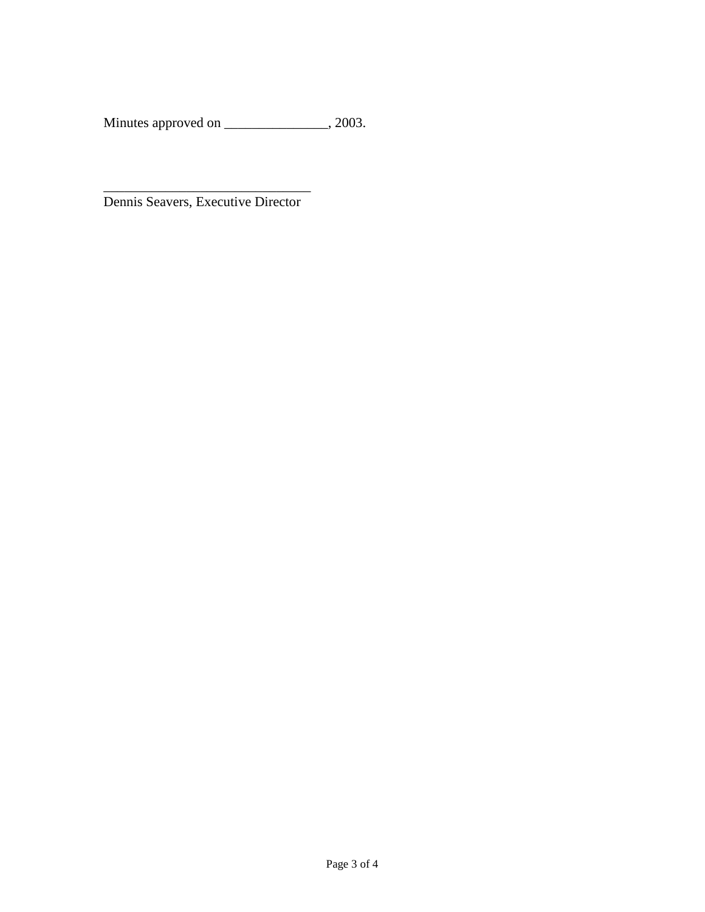Minutes approved on _______________, 2003.

______________________________
Dennis Seavers, Executive Director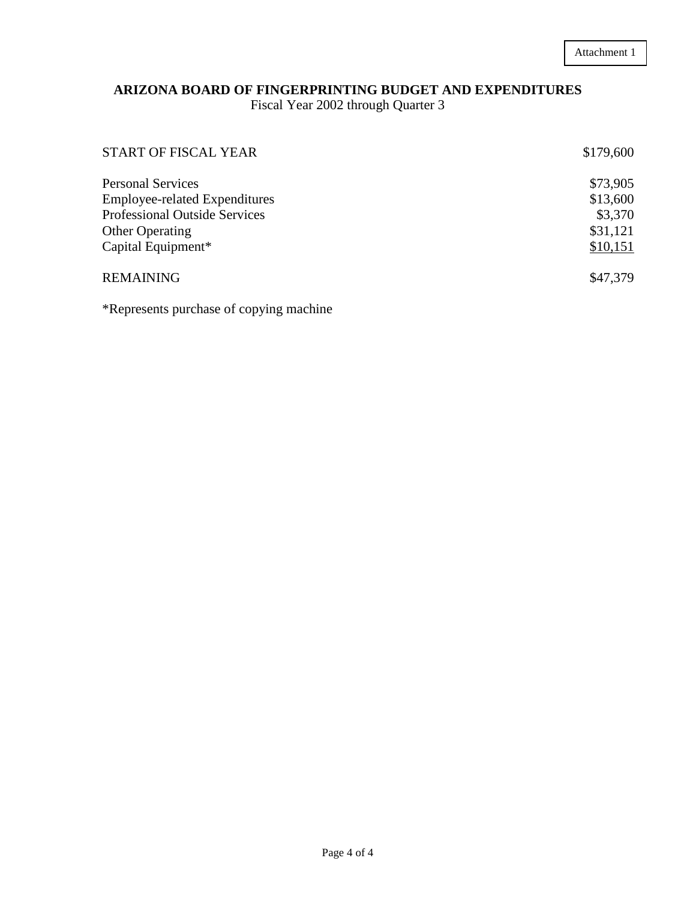Attachment 1

## ARIZONA BOARD OF FINGERPRINTING BUDGET AND EXPENDITURES

Fiscal Year 2002 through Quarter 3

| | |
|---|---|
| START OF FISCAL YEAR | $179,600 |
| Personal Services | $73,905 |
| Employee-related Expenditures | $13,600 |
| Professional Outside Services | $3,370 |
| Other Operating | $31,121 |
| Capital Equipment* | $10,151 |
| REMAINING | $47,379 |

*Represents purchase of copying machine